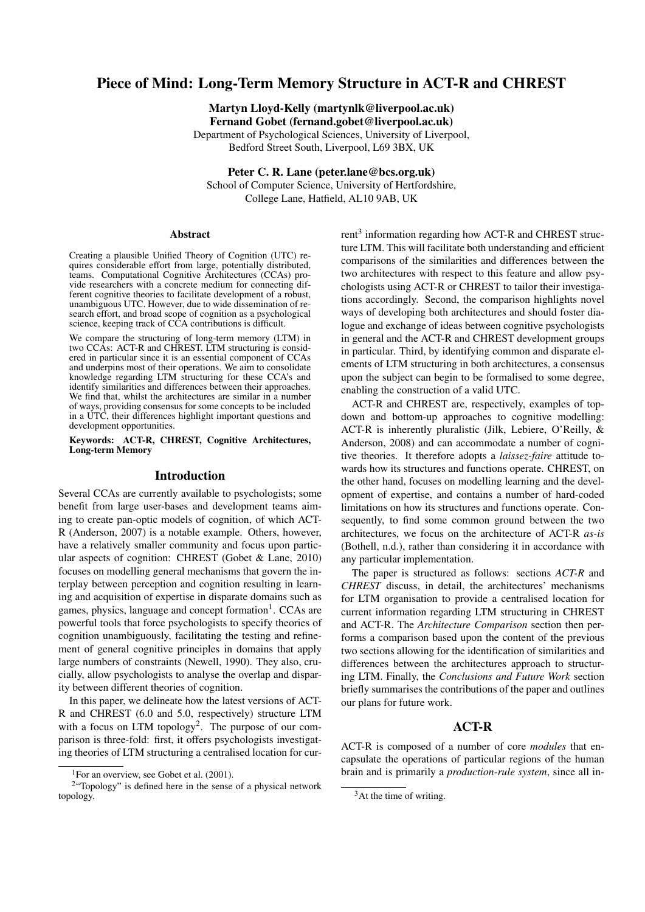# Piece of Mind: Long-Term Memory Structure in ACT-R and CHREST

**Martyn Lloyd-Kelly (martynlk@liverpool.ac.uk)**
**Fernand Gobet (fernand.gobet@liverpool.ac.uk)**
Department of Psychological Sciences, University of Liverpool,
Bedford Street South, Liverpool, L69 3BX, UK

**Peter C. R. Lane (peter.lane@bcs.org.uk)**
School of Computer Science, University of Hertfordshire,
College Lane, Hatfield, AL10 9AB, UK

## Abstract

Creating a plausible Unified Theory of Cognition (UTC) requires considerable effort from large, potentially distributed, teams. Computational Cognitive Architectures (CCAs) provide researchers with a concrete medium for connecting different cognitive theories to facilitate development of a robust, unambiguous UTC. However, due to wide dissemination of research effort, and broad scope of cognition as a psychological science, keeping track of CCA contributions is difficult.

We compare the structuring of long-term memory (LTM) in two CCAs: ACT-R and CHREST. LTM structuring is considered in particular since it is an essential component of CCAs and underpins most of their operations. We aim to consolidate knowledge regarding LTM structuring for these CCA's and identify similarities and differences between their approaches. We find that, whilst the architectures are similar in a number of ways, providing consensus for some concepts to be included in a UTC, their differences highlight important questions and development opportunities.

**Keywords: ACT-R, CHREST, Cognitive Architectures, Long-term Memory**

## Introduction

Several CCAs are currently available to psychologists; some benefit from large user-bases and development teams aiming to create pan-optic models of cognition, of which ACT-R (Anderson, 2007) is a notable example. Others, however, have a relatively smaller community and focus upon particular aspects of cognition: CHREST (Gobet & Lane, 2010) focuses on modelling general mechanisms that govern the interplay between perception and cognition resulting in learning and acquisition of expertise in disparate domains such as games, physics, language and concept formation[1]. CCAs are powerful tools that force psychologists to specify theories of cognition unambiguously, facilitating the testing and refinement of general cognitive principles in domains that apply large numbers of constraints (Newell, 1990). They also, crucially, allow psychologists to analyse the overlap and disparity between different theories of cognition.

In this paper, we delineate how the latest versions of ACT-R and CHREST (6.0 and 5.0, respectively) structure LTM with a focus on LTM topology[2]. The purpose of our comparison is three-fold: first, it offers psychologists investigating theories of LTM structuring a centralised location for current[3] information regarding how ACT-R and CHREST structure LTM. This will facilitate both understanding and efficient comparisons of the similarities and differences between the two architectures with respect to this feature and allow psychologists using ACT-R or CHREST to tailor their investigations accordingly. Second, the comparison highlights novel ways of developing both architectures and should foster dialogue and exchange of ideas between cognitive psychologists in general and the ACT-R and CHREST development groups in particular. Third, by identifying common and disparate elements of LTM structuring in both architectures, a consensus upon the subject can begin to be formalised to some degree, enabling the construction of a valid UTC.

ACT-R and CHREST are, respectively, examples of top-down and bottom-up approaches to cognitive modelling: ACT-R is inherently pluralistic (Jilk, Lebiere, O'Reilly, & Anderson, 2008) and can accommodate a number of cognitive theories. It therefore adopts a *laissez-faire* attitude towards how its structures and functions operate. CHREST, on the other hand, focuses on modelling learning and the development of expertise, and contains a number of hard-coded limitations on how its structures and functions operate. Consequently, to find some common ground between the two architectures, we focus on the architecture of ACT-R *as-is* (Bothell, n.d.), rather than considering it in accordance with any particular implementation.

The paper is structured as follows: sections *ACT-R* and *CHREST* discuss, in detail, the architectures' mechanisms for LTM organisation to provide a centralised location for current information regarding LTM structuring in CHREST and ACT-R. The *Architecture Comparison* section then performs a comparison based upon the content of the previous two sections allowing for the identification of similarities and differences between the architectures approach to structuring LTM. Finally, the *Conclusions and Future Work* section briefly summarises the contributions of the paper and outlines our plans for future work.

## ACT-R

ACT-R is composed of a number of core *modules* that encapsulate the operations of particular regions of the human brain and is primarily a *production-rule system*, since all in-

[1] For an overview, see Gobet et al. (2001).

[2] "Topology" is defined here in the sense of a physical network topology.

[3] At the time of writing.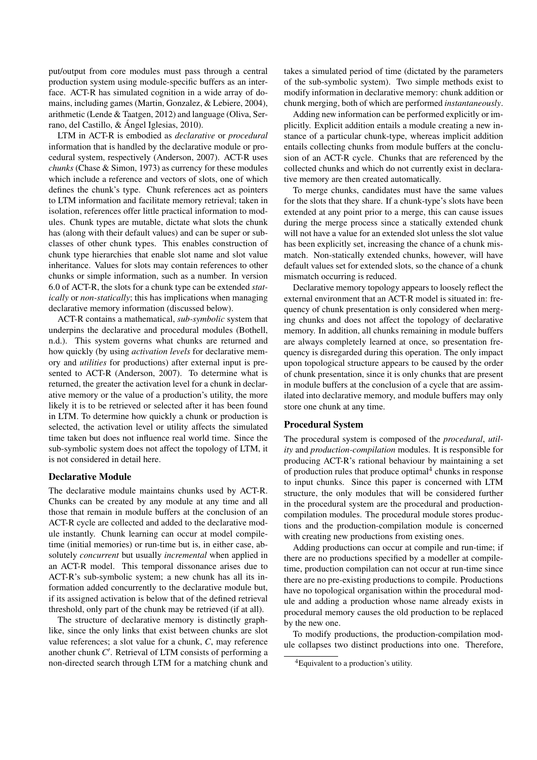put/output from core modules must pass through a central production system using module-specific buffers as an interface. ACT-R has simulated cognition in a wide array of domains, including games (Martin, Gonzalez, & Lebiere, 2004), arithmetic (Lende & Taatgen, 2012) and language (Oliva, Serrano, del Castillo, & Ángel Iglesias, 2010).

LTM in ACT-R is embodied as *declarative* or *procedural* information that is handled by the declarative module or procedural system, respectively (Anderson, 2007). ACT-R uses *chunks* (Chase & Simon, 1973) as currency for these modules which include a reference and vectors of slots, one of which defines the chunk's type. Chunk references act as pointers to LTM information and facilitate memory retrieval; taken in isolation, references offer little practical information to modules. Chunk types are mutable, dictate what slots the chunk has (along with their default values) and can be super or subclasses of other chunk types. This enables construction of chunk type hierarchies that enable slot name and slot value inheritance. Values for slots may contain references to other chunks or simple information, such as a number. In version 6.0 of ACT-R, the slots for a chunk type can be extended *statically* or *non-statically*; this has implications when managing declarative memory information (discussed below).

ACT-R contains a mathematical, *sub-symbolic* system that underpins the declarative and procedural modules (Bothell, n.d.). This system governs what chunks are returned and how quickly (by using *activation levels* for declarative memory and *utilities* for productions) after external input is presented to ACT-R (Anderson, 2007). To determine what is returned, the greater the activation level for a chunk in declarative memory or the value of a production's utility, the more likely it is to be retrieved or selected after it has been found in LTM. To determine how quickly a chunk or production is selected, the activation level or utility affects the simulated time taken but does not influence real world time. Since the sub-symbolic system does not affect the topology of LTM, it is not considered in detail here.

## Declarative Module

The declarative module maintains chunks used by ACT-R. Chunks can be created by any module at any time and all those that remain in module buffers at the conclusion of an ACT-R cycle are collected and added to the declarative module instantly. Chunk learning can occur at model compile-time (initial memories) or run-time but is, in either case, absolutely *concurrent* but usually *incremental* when applied in an ACT-R model. This temporal dissonance arises due to ACT-R's sub-symbolic system; a new chunk has all its information added concurrently to the declarative module but, if its assigned activation is below that of the defined retrieval threshold, only part of the chunk may be retrieved (if at all).

The structure of declarative memory is distinctly graph-like, since the only links that exist between chunks are slot value references; a slot value for a chunk, $C$, may reference another chunk $C'$. Retrieval of LTM consists of performing a non-directed search through LTM for a matching chunk and takes a simulated period of time (dictated by the parameters of the sub-symbolic system). Two simple methods exist to modify information in declarative memory: chunk addition or chunk merging, both of which are performed *instantaneously*.

Adding new information can be performed explicitly or implicitly. Explicit addition entails a module creating a new instance of a particular chunk-type, whereas implicit addition entails collecting chunks from module buffers at the conclusion of an ACT-R cycle. Chunks that are referenced by the collected chunks and which do not currently exist in declarative memory are then created automatically.

To merge chunks, candidates must have the same values for the slots that they share. If a chunk-type's slots have been extended at any point prior to a merge, this can cause issues during the merge process since a statically extended chunk will not have a value for an extended slot unless the slot value has been explicitly set, increasing the chance of a chunk mismatch. Non-statically extended chunks, however, will have default values set for extended slots, so the chance of a chunk mismatch occurring is reduced.

Declarative memory topology appears to loosely reflect the external environment that an ACT-R model is situated in: frequency of chunk presentation is only considered when merging chunks and does not affect the topology of declarative memory. In addition, all chunks remaining in module buffers are always completely learned at once, so presentation frequency is disregarded during this operation. The only impact upon topological structure appears to be caused by the order of chunk presentation, since it is only chunks that are present in module buffers at the conclusion of a cycle that are assimilated into declarative memory, and module buffers may only store one chunk at any time.

## Procedural System

The procedural system is composed of the *procedural*, *utility* and *production-compilation* modules. It is responsible for producing ACT-R's rational behaviour by maintaining a set of production rules that produce optimal[4] chunks in response to input chunks. Since this paper is concerned with LTM structure, the only modules that will be considered further in the procedural system are the procedural and production-compilation modules. The procedural module stores productions and the production-compilation module is concerned with creating new productions from existing ones.

Adding productions can occur at compile and run-time; if there are no productions specified by a modeller at compile-time, production compilation can not occur at run-time since there are no pre-existing productions to compile. Productions have no topological organisation within the procedural module and adding a production whose name already exists in procedural memory causes the old production to be replaced by the new one.

To modify productions, the production-compilation module collapses two distinct productions into one. Therefore,

[4] Equivalent to a production's utility.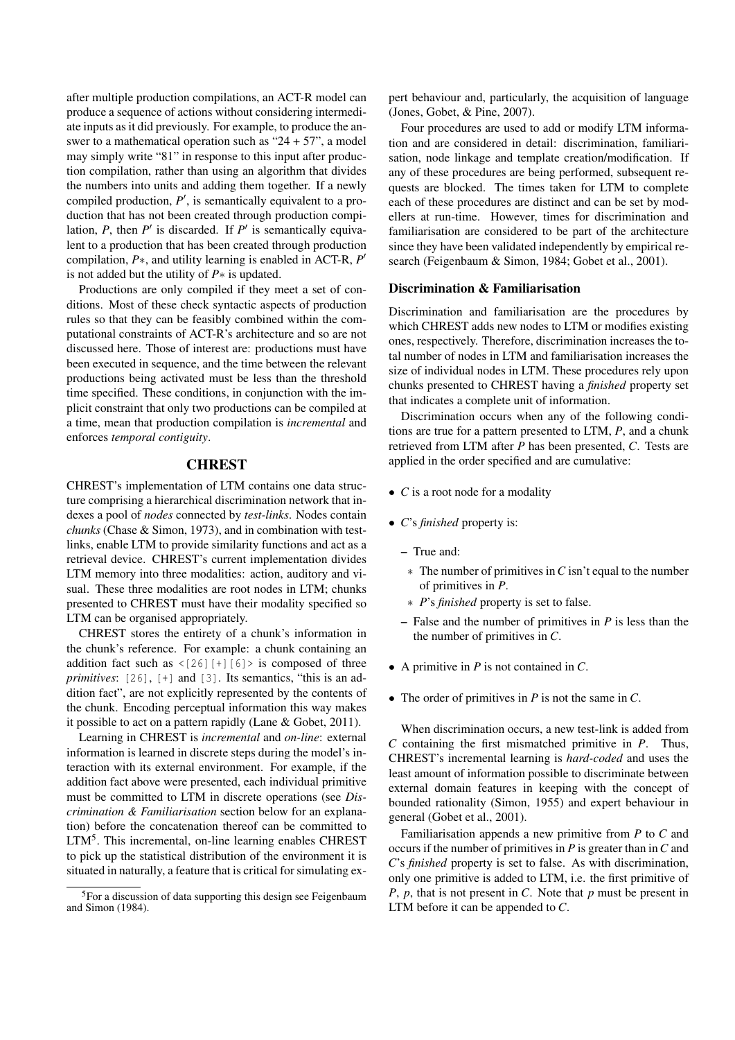after multiple production compilations, an ACT-R model can produce a sequence of actions without considering intermediate inputs as it did previously. For example, to produce the answer to a mathematical operation such as "24 + 57", a model may simply write "81" in response to this input after production compilation, rather than using an algorithm that divides the numbers into units and adding them together. If a newly compiled production, $P'$, is semantically equivalent to a production that has not been created through production compilation, $P$, then $P'$ is discarded. If $P'$ is semantically equivalent to a production that has been created through production compilation, $P*$, and utility learning is enabled in ACT-R, $P'$ is not added but the utility of $P*$ is updated.

Productions are only compiled if they meet a set of conditions. Most of these check syntactic aspects of production rules so that they can be feasibly combined within the computational constraints of ACT-R's architecture and so are not discussed here. Those of interest are: productions must have been executed in sequence, and the time between the relevant productions being activated must be less than the threshold time specified. These conditions, in conjunction with the implicit constraint that only two productions can be compiled at a time, mean that production compilation is *incremental* and enforces *temporal contiguity*.

## CHREST

CHREST's implementation of LTM contains one data structure comprising a hierarchical discrimination network that indexes a pool of *nodes* connected by *test-links*. Nodes contain *chunks* (Chase & Simon, 1973), and in combination with test-links, enable LTM to provide similarity functions and act as a retrieval device. CHREST's current implementation divides LTM memory into three modalities: action, auditory and visual. These three modalities are root nodes in LTM; chunks presented to CHREST must have their modality specified so LTM can be organised appropriately.

CHREST stores the entirety of a chunk's information in the chunk's reference. For example: a chunk containing an addition fact such as `<[26][+][6]>` is composed of three *primitives*: `[26]`, `[+]` and `[3]`. Its semantics, "this is an addition fact", are not explicitly represented by the contents of the chunk. Encoding perceptual information this way makes it possible to act on a pattern rapidly (Lane & Gobet, 2011).

Learning in CHREST is *incremental* and *on-line*: external information is learned in discrete steps during the model's interaction with its external environment. For example, if the addition fact above were presented, each individual primitive must be committed to LTM in discrete operations (see *Discrimination & Familiarisation* section below for an explanation) before the concatenation thereof can be committed to LTM[5]. This incremental, on-line learning enables CHREST to pick up the statistical distribution of the environment it is situated in naturally, a feature that is critical for simulating expert behaviour and, particularly, the acquisition of language (Jones, Gobet, & Pine, 2007).

Four procedures are used to add or modify LTM information and are considered in detail: discrimination, familiarisation, node linkage and template creation/modification. If any of these procedures are being performed, subsequent requests are blocked. The times taken for LTM to complete each of these procedures are distinct and can be set by modellers at run-time. However, times for discrimination and familiarisation are considered to be part of the architecture since they have been validated independently by empirical research (Feigenbaum & Simon, 1984; Gobet et al., 2001).

### Discrimination & Familiarisation

Discrimination and familiarisation are the procedures by which CHREST adds new nodes to LTM or modifies existing ones, respectively. Therefore, discrimination increases the total number of nodes in LTM and familiarisation increases the size of individual nodes in LTM. These procedures rely upon chunks presented to CHREST having a *finished* property set that indicates a complete unit of information.

Discrimination occurs when any of the following conditions are true for a pattern presented to LTM, $P$, and a chunk retrieved from LTM after $P$ has been presented, $C$. Tests are applied in the order specified and are cumulative:

- $C$ is a root node for a modality
- $C$'s *finished* property is:
  - True and:
    - The number of primitives in $C$ isn't equal to the number of primitives in $P$.
    - $P$'s *finished* property is set to false.
  - False and the number of primitives in $P$ is less than the the number of primitives in $C$.
- A primitive in $P$ is not contained in $C$.
- The order of primitives in $P$ is not the same in $C$.

When discrimination occurs, a new test-link is added from $C$ containing the first mismatched primitive in $P$. Thus, CHREST's incremental learning is *hard-coded* and uses the least amount of information possible to discriminate between external domain features in keeping with the concept of bounded rationality (Simon, 1955) and expert behaviour in general (Gobet et al., 2001).

Familiarisation appends a new primitive from $P$ to $C$ and occurs if the number of primitives in $P$ is greater than in $C$ and $C$'s *finished* property is set to false. As with discrimination, only one primitive is added to LTM, i.e. the first primitive of $P$, $p$, that is not present in $C$. Note that $p$ must be present in LTM before it can be appended to $C$.

[5] For a discussion of data supporting this design see Feigenbaum and Simon (1984).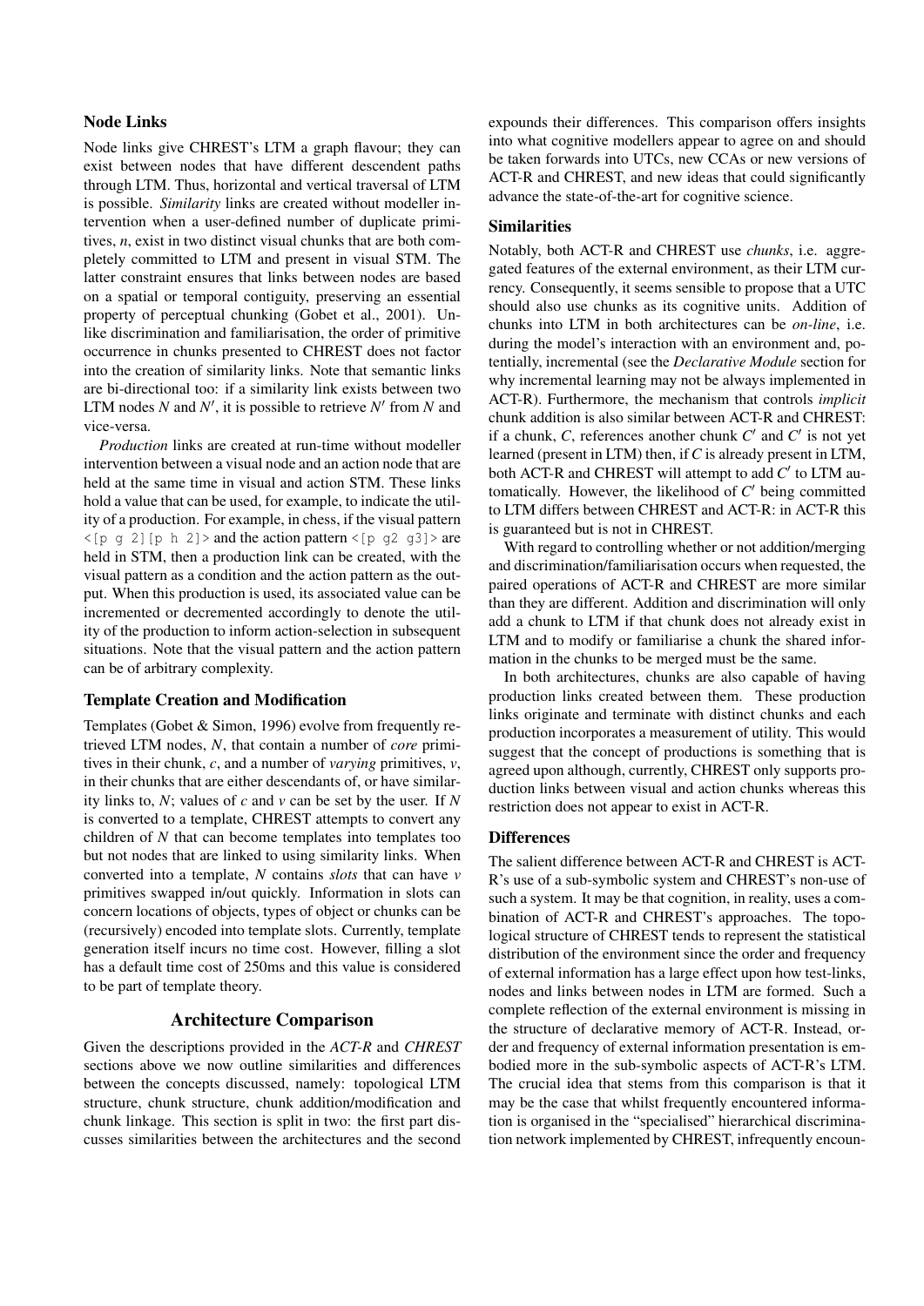### Node Links

Node links give CHREST's LTM a graph flavour; they can exist between nodes that have different descendent paths through LTM. Thus, horizontal and vertical traversal of LTM is possible. *Similarity* links are created without modeller intervention when a user-defined number of duplicate primitives, $n$, exist in two distinct visual chunks that are both completely committed to LTM and present in visual STM. The latter constraint ensures that links between nodes are based on a spatial or temporal contiguity, preserving an essential property of perceptual chunking (Gobet et al., 2001). Unlike discrimination and familiarisation, the order of primitive occurrence in chunks presented to CHREST does not factor into the creation of similarity links. Note that semantic links are bi-directional too: if a similarity link exists between two LTM nodes $N$ and $N'$, it is possible to retrieve $N'$ from $N$ and vice-versa.

*Production* links are created at run-time without modeller intervention between a visual node and an action node that are held at the same time in visual and action STM. These links hold a value that can be used, for example, to indicate the utility of a production. For example, in chess, if the visual pattern `<[p g 2][p h 2]>` and the action pattern `<[p g2 g3]>` are held in STM, then a production link can be created, with the visual pattern as a condition and the action pattern as the output. When this production is used, its associated value can be incremented or decremented accordingly to denote the utility of the production to inform action-selection in subsequent situations. Note that the visual pattern and the action pattern can be of arbitrary complexity.

### Template Creation and Modification

Templates (Gobet & Simon, 1996) evolve from frequently retrieved LTM nodes, $N$, that contain a number of *core* primitives in their chunk, $c$, and a number of *varying* primitives, $v$, in their chunks that are either descendants of, or have similarity links to, $N$; values of $c$ and $v$ can be set by the user. If $N$ is converted to a template, CHREST attempts to convert any children of $N$ that can become templates into templates too but not nodes that are linked to using similarity links. When converted into a template, $N$ contains *slots* that can have $v$ primitives swapped in/out quickly. Information in slots can concern locations of objects, types of object or chunks can be (recursively) encoded into template slots. Currently, template generation itself incurs no time cost. However, filling a slot has a default time cost of 250ms and this value is considered to be part of template theory.

## Architecture Comparison

Given the descriptions provided in the *ACT-R* and *CHREST* sections above we now outline similarities and differences between the concepts discussed, namely: topological LTM structure, chunk structure, chunk addition/modification and chunk linkage. This section is split in two: the first part discusses similarities between the architectures and the second expounds their differences. This comparison offers insights into what cognitive modellers appear to agree on and should be taken forwards into UTCs, new CCAs or new versions of ACT-R and CHREST, and new ideas that could significantly advance the state-of-the-art for cognitive science.

### Similarities

Notably, both ACT-R and CHREST use *chunks*, i.e. aggregated features of the external environment, as their LTM currency. Consequently, it seems sensible to propose that a UTC should also use chunks as its cognitive units. Addition of chunks into LTM in both architectures can be *on-line*, i.e. during the model's interaction with an environment and, potentially, incremental (see the *Declarative Module* section for why incremental learning may not be always implemented in ACT-R). Furthermore, the mechanism that controls *implicit* chunk addition is also similar between ACT-R and CHREST: if a chunk, $C$, references another chunk $C'$ and $C'$ is not yet learned (present in LTM) then, if $C$ is already present in LTM, both ACT-R and CHREST will attempt to add $C'$ to LTM automatically. However, the likelihood of $C'$ being committed to LTM differs between CHREST and ACT-R: in ACT-R this is guaranteed but is not in CHREST.

With regard to controlling whether or not addition/merging and discrimination/familiarisation occurs when requested, the paired operations of ACT-R and CHREST are more similar than they are different. Addition and discrimination will only add a chunk to LTM if that chunk does not already exist in LTM and to modify or familiarise a chunk the shared information in the chunks to be merged must be the same.

In both architectures, chunks are also capable of having production links created between them. These production links originate and terminate with distinct chunks and each production incorporates a measurement of utility. This would suggest that the concept of productions is something that is agreed upon although, currently, CHREST only supports production links between visual and action chunks whereas this restriction does not appear to exist in ACT-R.

### Differences

The salient difference between ACT-R and CHREST is ACT-R's use of a sub-symbolic system and CHREST's non-use of such a system. It may be that cognition, in reality, uses a combination of ACT-R and CHREST's approaches. The topological structure of CHREST tends to represent the statistical distribution of the environment since the order and frequency of external information has a large effect upon how test-links, nodes and links between nodes in LTM are formed. Such a complete reflection of the external environment is missing in the structure of declarative memory of ACT-R. Instead, order and frequency of external information presentation is embodied more in the sub-symbolic aspects of ACT-R's LTM. The crucial idea that stems from this comparison is that it may be the case that whilst frequently encountered information is organised in the "specialised" hierarchical discrimination network implemented by CHREST, infrequently encoun-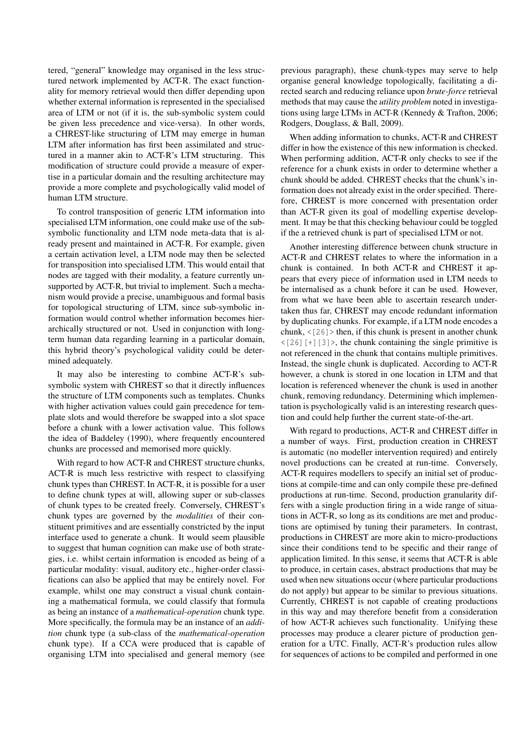tered, "general" knowledge may organised in the less structured network implemented by ACT-R. The exact functionality for memory retrieval would then differ depending upon whether external information is represented in the specialised area of LTM or not (if it is, the sub-symbolic system could be given less precedence and vice-versa). In other words, a CHREST-like structuring of LTM may emerge in human LTM after information has first been assimilated and structured in a manner akin to ACT-R's LTM structuring. This modification of structure could provide a measure of expertise in a particular domain and the resulting architecture may provide a more complete and psychologically valid model of human LTM structure.

To control transposition of generic LTM information into specialised LTM information, one could make use of the sub-symbolic functionality and LTM node meta-data that is already present and maintained in ACT-R. For example, given a certain activation level, a LTM node may then be selected for transposition into specialised LTM. This would entail that nodes are tagged with their modality, a feature currently unsupported by ACT-R, but trivial to implement. Such a mechanism would provide a precise, unambiguous and formal basis for topological structuring of LTM, since sub-symbolic information would control whether information becomes hierarchically structured or not. Used in conjunction with long-term human data regarding learning in a particular domain, this hybrid theory's psychological validity could be determined adequately.

It may also be interesting to combine ACT-R's sub-symbolic system with CHREST so that it directly influences the structure of LTM components such as templates. Chunks with higher activation values could gain precedence for template slots and would therefore be swapped into a slot space before a chunk with a lower activation value. This follows the idea of Baddeley (1990), where frequently encountered chunks are processed and memorised more quickly.

With regard to how ACT-R and CHREST structure chunks, ACT-R is much less restrictive with respect to classifying chunk types than CHREST. In ACT-R, it is possible for a user to define chunk types at will, allowing super or sub-classes of chunk types to be created freely. Conversely, CHREST's chunk types are governed by the *modalities* of their constituent primitives and are essentially constricted by the input interface used to generate a chunk. It would seem plausible to suggest that human cognition can make use of both strategies, i.e. whilst certain information is encoded as being of a particular modality: visual, auditory etc., higher-order classifications can also be applied that may be entirely novel. For example, whilst one may construct a visual chunk containing a mathematical formula, we could classify that formula as being an instance of a *mathematical-operation* chunk type. More specifically, the formula may be an instance of an *addition* chunk type (a sub-class of the *mathematical-operation* chunk type). If a CCA were produced that is capable of organising LTM into specialised and general memory (see previous paragraph), these chunk-types may serve to help organise general knowledge topologically, facilitating a directed search and reducing reliance upon *brute-force* retrieval methods that may cause the *utility problem* noted in investigations using large LTMs in ACT-R (Kennedy & Trafton, 2006; Rodgers, Douglass, & Ball, 2009).

When adding information to chunks, ACT-R and CHREST differ in how the existence of this new information is checked. When performing addition, ACT-R only checks to see if the reference for a chunk exists in order to determine whether a chunk should be added. CHREST checks that the chunk's information does not already exist in the order specified. Therefore, CHREST is more concerned with presentation order than ACT-R given its goal of modelling expertise development. It may be that this checking behaviour could be toggled if the a retrieved chunk is part of specialised LTM or not.

Another interesting difference between chunk structure in ACT-R and CHREST relates to where the information in a chunk is contained. In both ACT-R and CHREST it appears that every piece of information used in LTM needs to be internalised as a chunk before it can be used. However, from what we have been able to ascertain research undertaken thus far, CHREST may encode redundant information by duplicating chunks. For example, if a LTM node encodes a chunk, `<[26]>` then, if this chunk is present in another chunk `<[26][+][3]>`, the chunk containing the single primitive is not referenced in the chunk that contains multiple primitives. Instead, the single chunk is duplicated. According to ACT-R however, a chunk is stored in one location in LTM and that location is referenced whenever the chunk is used in another chunk, removing redundancy. Determining which implementation is psychologically valid is an interesting research question and could help further the current state-of-the-art.

With regard to productions, ACT-R and CHREST differ in a number of ways. First, production creation in CHREST is automatic (no modeller intervention required) and entirely novel productions can be created at run-time. Conversely, ACT-R requires modellers to specify an initial set of productions at compile-time and can only compile these pre-defined productions at run-time. Second, production granularity differs with a single production firing in a wide range of situations in ACT-R, so long as its conditions are met and productions are optimised by tuning their parameters. In contrast, productions in CHREST are more akin to micro-productions since their conditions tend to be specific and their range of application limited. In this sense, it seems that ACT-R is able to produce, in certain cases, abstract productions that may be used when new situations occur (where particular productions do not apply) but appear to be similar to previous situations. Currently, CHREST is not capable of creating productions in this way and may therefore benefit from a consideration of how ACT-R achieves such functionality. Unifying these processes may produce a clearer picture of production generation for a UTC. Finally, ACT-R's production rules allow for sequences of actions to be compiled and performed in one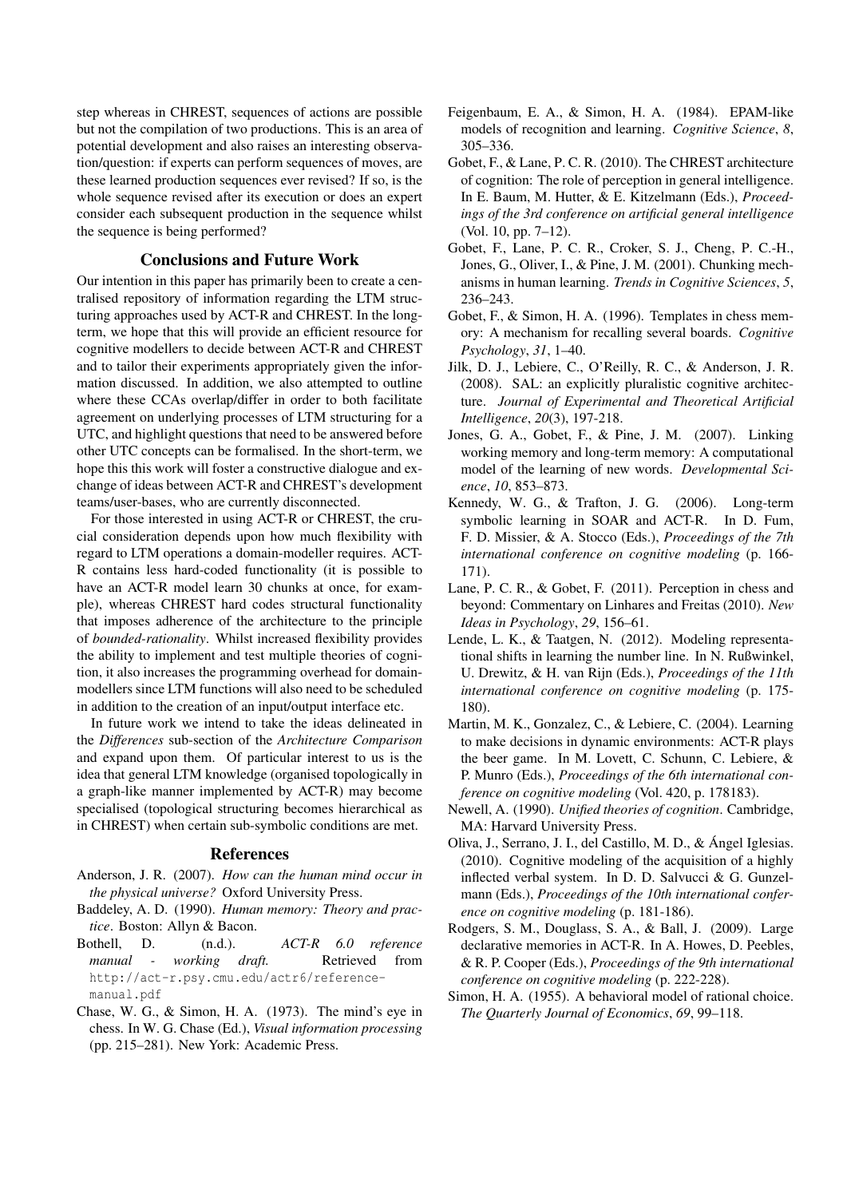step whereas in CHREST, sequences of actions are possible but not the compilation of two productions. This is an area of potential development and also raises an interesting observation/question: if experts can perform sequences of moves, are these learned production sequences ever revised? If so, is the whole sequence revised after its execution or does an expert consider each subsequent production in the sequence whilst the sequence is being performed?

## Conclusions and Future Work

Our intention in this paper has primarily been to create a centralised repository of information regarding the LTM structuring approaches used by ACT-R and CHREST. In the long-term, we hope that this will provide an efficient resource for cognitive modellers to decide between ACT-R and CHREST and to tailor their experiments appropriately given the information discussed. In addition, we also attempted to outline where these CCAs overlap/differ in order to both facilitate agreement on underlying processes of LTM structuring for a UTC, and highlight questions that need to be answered before other UTC concepts can be formalised. In the short-term, we hope this this work will foster a constructive dialogue and exchange of ideas between ACT-R and CHREST's development teams/user-bases, who are currently disconnected.

For those interested in using ACT-R or CHREST, the crucial consideration depends upon how much flexibility with regard to LTM operations a domain-modeller requires. ACT-R contains less hard-coded functionality (it is possible to have an ACT-R model learn 30 chunks at once, for example), whereas CHREST hard codes structural functionality that imposes adherence of the architecture to the principle of *bounded-rationality*. Whilst increased flexibility provides the ability to implement and test multiple theories of cognition, it also increases the programming overhead for domain-modellers since LTM functions will also need to be scheduled in addition to the creation of an input/output interface etc.

In future work we intend to take the ideas delineated in the *Differences* sub-section of the *Architecture Comparison* and expand upon them. Of particular interest to us is the idea that general LTM knowledge (organised topologically in a graph-like manner implemented by ACT-R) may become specialised (topological structuring becomes hierarchical as in CHREST) when certain sub-symbolic conditions are met.

## References

Anderson, J. R. (2007). *How can the human mind occur in the physical universe?* Oxford University Press.

Baddeley, A. D. (1990). *Human memory: Theory and practice*. Boston: Allyn & Bacon.

Bothell, D. (n.d.). *ACT-R 6.0 reference manual - working draft.* Retrieved from http://act-r.psy.cmu.edu/actr6/reference-manual.pdf

Chase, W. G., & Simon, H. A. (1973). The mind's eye in chess. In W. G. Chase (Ed.), *Visual information processing* (pp. 215–281). New York: Academic Press.

Feigenbaum, E. A., & Simon, H. A. (1984). EPAM-like models of recognition and learning. *Cognitive Science*, *8*, 305–336.

Gobet, F., & Lane, P. C. R. (2010). The CHREST architecture of cognition: The role of perception in general intelligence. In E. Baum, M. Hutter, & E. Kitzelmann (Eds.), *Proceedings of the 3rd conference on artificial general intelligence* (Vol. 10, pp. 7–12).

Gobet, F., Lane, P. C. R., Croker, S. J., Cheng, P. C.-H., Jones, G., Oliver, I., & Pine, J. M. (2001). Chunking mechanisms in human learning. *Trends in Cognitive Sciences*, *5*, 236–243.

Gobet, F., & Simon, H. A. (1996). Templates in chess memory: A mechanism for recalling several boards. *Cognitive Psychology*, *31*, 1–40.

Jilk, D. J., Lebiere, C., O'Reilly, R. C., & Anderson, J. R. (2008). SAL: an explicitly pluralistic cognitive architecture. *Journal of Experimental and Theoretical Artificial Intelligence*, *20*(3), 197-218.

Jones, G. A., Gobet, F., & Pine, J. M. (2007). Linking working memory and long-term memory: A computational model of the learning of new words. *Developmental Science*, *10*, 853–873.

Kennedy, W. G., & Trafton, J. G. (2006). Long-term symbolic learning in SOAR and ACT-R. In D. Fum, F. D. Missier, & A. Stocco (Eds.), *Proceedings of the 7th international conference on cognitive modeling* (p. 166-171).

Lane, P. C. R., & Gobet, F. (2011). Perception in chess and beyond: Commentary on Linhares and Freitas (2010). *New Ideas in Psychology*, *29*, 156–61.

Lende, L. K., & Taatgen, N. (2012). Modeling representational shifts in learning the number line. In N. Rußwinkel, U. Drewitz, & H. van Rijn (Eds.), *Proceedings of the 11th international conference on cognitive modeling* (p. 175-180).

Martin, M. K., Gonzalez, C., & Lebiere, C. (2004). Learning to make decisions in dynamic environments: ACT-R plays the beer game. In M. Lovett, C. Schunn, C. Lebiere, & P. Munro (Eds.), *Proceedings of the 6th international conference on cognitive modeling* (Vol. 420, p. 178183).

Newell, A. (1990). *Unified theories of cognition*. Cambridge, MA: Harvard University Press.

Oliva, J., Serrano, J. I., del Castillo, M. D., & Ángel Iglesias. (2010). Cognitive modeling of the acquisition of a highly inflected verbal system. In D. D. Salvucci & G. Gunzelmann (Eds.), *Proceedings of the 10th international conference on cognitive modeling* (p. 181-186).

Rodgers, S. M., Douglass, S. A., & Ball, J. (2009). Large declarative memories in ACT-R. In A. Howes, D. Peebles, & R. P. Cooper (Eds.), *Proceedings of the 9th international conference on cognitive modeling* (p. 222-228).

Simon, H. A. (1955). A behavioral model of rational choice. *The Quarterly Journal of Economics*, *69*, 99–118.